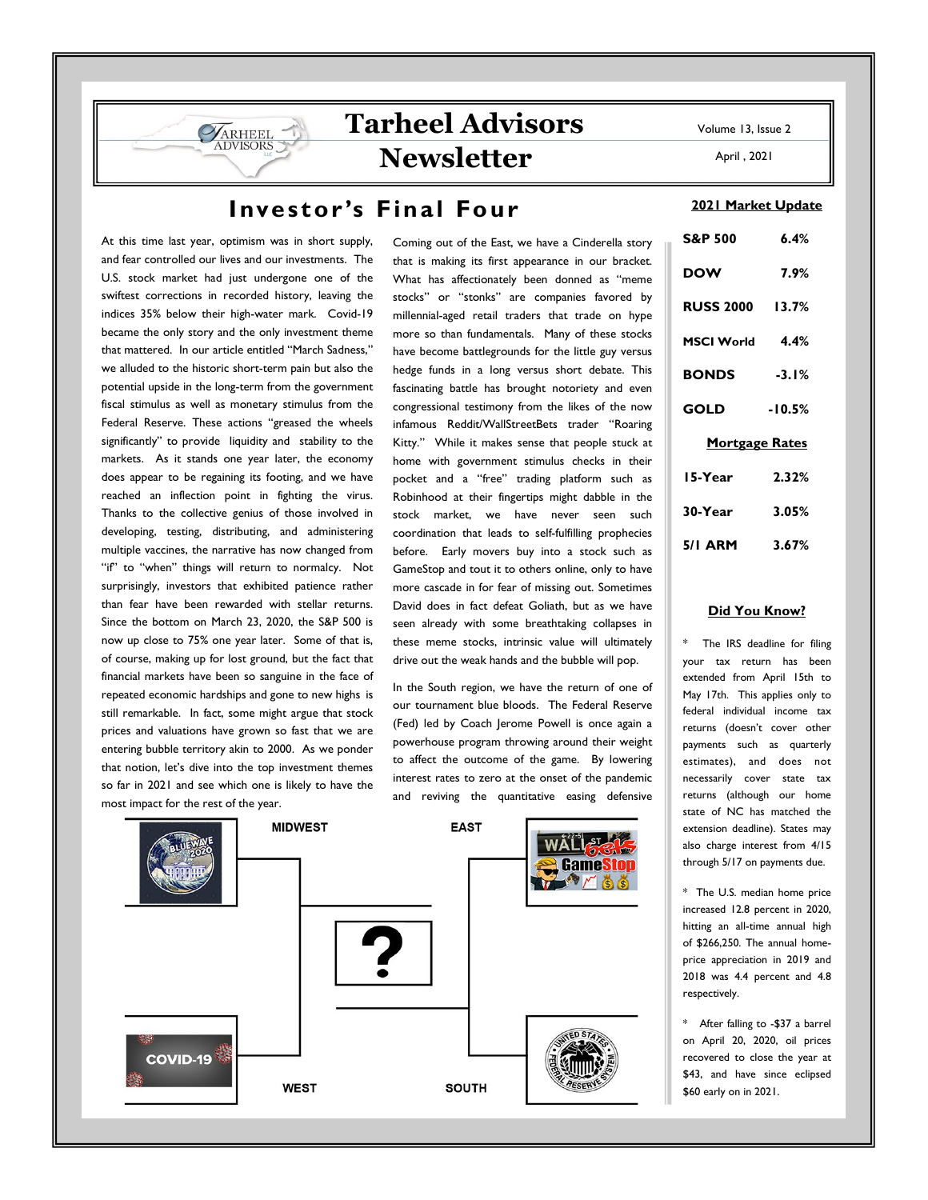# Tarheel Advisors Newsletter

Volume 13, Issue 2

April , 2021

## Investor's Final Four

At this time last year, optimism was in short supply, and fear controlled our lives and our investments. The U.S. stock market had just undergone one of the swiftest corrections in recorded history, leaving the indices 35% below their high-water mark. Covid-19 became the only story and the only investment theme that mattered. In our article entitled "March Sadness," we alluded to the historic short-term pain but also the potential upside in the long-term from the government fiscal stimulus as well as monetary stimulus from the Federal Reserve. These actions "greased the wheels significantly" to provide liquidity and stability to the markets. As it stands one year later, the economy does appear to be regaining its footing, and we have reached an inflection point in fighting the virus. Thanks to the collective genius of those involved in developing, testing, distributing, and administering multiple vaccines, the narrative has now changed from "if" to "when" things will return to normalcy. Not surprisingly, investors that exhibited patience rather than fear have been rewarded with stellar returns. Since the bottom on March 23, 2020, the S&P 500 is now up close to 75% one year later. Some of that is, of course, making up for lost ground, but the fact that financial markets have been so sanguine in the face of repeated economic hardships and gone to new highs is still remarkable. In fact, some might argue that stock prices and valuations have grown so fast that we are entering bubble territory akin to 2000. As we ponder that notion, let's dive into the top investment themes so far in 2021 and see which one is likely to have the most impact for the rest of the year.

Coming out of the East, we have a Cinderella story that is making its first appearance in our bracket. What has affectionately been donned as "meme stocks" or "stonks" are companies favored by millennial-aged retail traders that trade on hype more so than fundamentals. Many of these stocks have become battlegrounds for the little guy versus hedge funds in a long versus short debate. This fascinating battle has brought notoriety and even congressional testimony from the likes of the now infamous Reddit/WallStreetBets trader "Roaring Kitty." While it makes sense that people stuck at home with government stimulus checks in their pocket and a "free" trading platform such as Robinhood at their fingertips might dabble in the stock market, we have never seen such coordination that leads to self-fulfilling prophecies before. Early movers buy into a stock such as GameStop and tout it to others online, only to have more cascade in for fear of missing out. Sometimes David does in fact defeat Goliath, but as we have seen already with some breathtaking collapses in these meme stocks, intrinsic value will ultimately drive out the weak hands and the bubble will pop.

In the South region, we have the return of one of our tournament blue bloods. The Federal Reserve (Fed) led by Coach Jerome Powell is once again a powerhouse program throwing around their weight to affect the outcome of the game. By lowering interest rates to zero at the onset of the pandemic and reviving the quantitative easing defensive

MIDWEST | EAST

?

WEST | SOUTH

### 2021 Market Update

| | |
|---|---|
| **S&P 500** | **6.4%** |
| **DOW** | **7.9%** |
| **RUSS 2000** | **13.7%** |
| **MSCI World** | **4.4%** |
| **BONDS** | **-3.1%** |
| **GOLD** | **-10.5%** |

### Mortgage Rates

| | |
|---|---|
| **15-Year** | **2.32%** |
| **30-Year** | **3.05%** |
| **5/1 ARM** | **3.67%** |

### Did You Know?

* The IRS deadline for filing your tax return has been extended from April 15th to May 17th. This applies only to federal individual income tax returns (doesn't cover other payments such as quarterly estimates), and does not necessarily cover state tax returns (although our home state of NC has matched the extension deadline). States may also charge interest from 4/15 through 5/17 on payments due.

* The U.S. median home price increased 12.8 percent in 2020, hitting an all-time annual high of $266,250. The annual home-price appreciation in 2019 and 2018 was 4.4 percent and 4.8 respectively.

* After falling to -$37 a barrel on April 20, 2020, oil prices recovered to close the year at $43, and have since eclipsed $60 early on in 2021.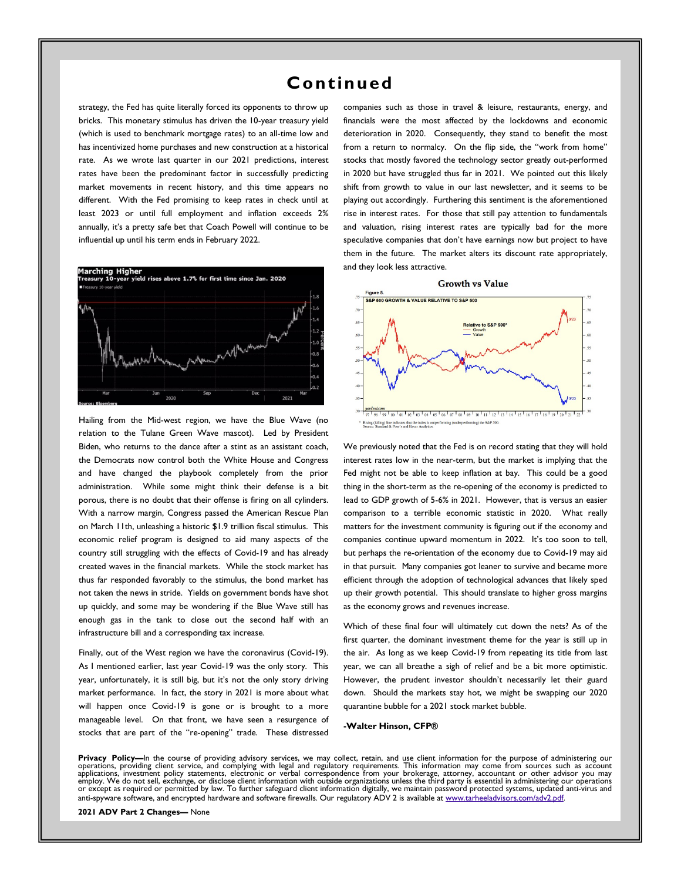# Continued

strategy, the Fed has quite literally forced its opponents to throw up bricks. This monetary stimulus has driven the 10-year treasury yield (which is used to benchmark mortgage rates) to an all-time low and has incentivized home purchases and new construction at a historical rate. As we wrote last quarter in our 2021 predictions, interest rates have been the predominant factor in successfully predicting market movements in recent history, and this time appears no different. With the Fed promising to keep rates in check until at least 2023 or until full employment and inflation exceeds 2% annually, it's a pretty safe bet that Coach Powell will continue to be influential up until his term ends in February 2022.

Marching Higher
Treasury 10-year yield rises above 1.7% for first time since Jan. 2020
Treasury 10-year yield
1.8
1.6
1.4
1.2
1.0
0.8
0.6
0.4
0.2
Percent
Mar
Jun
Sep
Dec
Mar
2020
2021
Source: Bloomberg

Hailing from the Mid-west region, we have the Blue Wave (no relation to the Tulane Green Wave mascot). Led by President Biden, who returns to the dance after a stint as an assistant coach, the Democrats now control both the White House and Congress and have changed the playbook completely from the prior administration. While some might think their defense is a bit porous, there is no doubt that their offense is firing on all cylinders. With a narrow margin, Congress passed the American Rescue Plan on March 11th, unleashing a historic $1.9 trillion fiscal stimulus. This economic relief program is designed to aid many aspects of the country still struggling with the effects of Covid-19 and has already created waves in the financial markets. While the stock market has thus far responded favorably to the stimulus, the bond market has not taken the news in stride. Yields on government bonds have shot up quickly, and some may be wondering if the Blue Wave still has enough gas in the tank to close out the second half with an infrastructure bill and a corresponding tax increase.

Finally, out of the West region we have the coronavirus (Covid-19). As I mentioned earlier, last year Covid-19 was the only story. This year, unfortunately, it is still big, but it's not the only story driving market performance. In fact, the story in 2021 is more about what will happen once Covid-19 is gone or is brought to a more manageable level. On that front, we have seen a resurgence of stocks that are part of the "re-opening" trade. These distressed companies such as those in travel & leisure, restaurants, energy, and financials were the most affected by the lockdowns and economic deterioration in 2020. Consequently, they stand to benefit the most from a return to normalcy. On the flip side, the "work from home" stocks that mostly favored the technology sector greatly out-performed in 2020 but have struggled thus far in 2021. We pointed out this likely shift from growth to value in our last newsletter, and it seems to be playing out accordingly. Furthering this sentiment is the aforementioned rise in interest rates. For those that still pay attention to fundamentals and valuation, rising interest rates are typically bad for the more speculative companies that don't have earnings now but project to have them in the future. The market alters its discount rate appropriately, and they look less attractive.

**Growth vs Value**

Figure 5.
S&P 500 GROWTH & VALUE RELATIVE TO S&P 500
Relative to S&P 500*
Growth
Value
3/23
3/23
yardeni.com
97 98 99 00 01 02 03 04 05 06 07 08 09 10 11 12 13 14 15 16 17 18 19 20 21 22
* Rising (falling) line indicates that the index is outperforming (underperforming) the S&P 500.
Source: Standard & Poor's and Haver Analytics.

We previously noted that the Fed is on record stating that they will hold interest rates low in the near-term, but the market is implying that the Fed might not be able to keep inflation at bay. This could be a good thing in the short-term as the re-opening of the economy is predicted to lead to GDP growth of 5-6% in 2021. However, that is versus an easier comparison to a terrible economic statistic in 2020. What really matters for the investment community is figuring out if the economy and companies continue upward momentum in 2022. It's too soon to tell, but perhaps the re-orientation of the economy due to Covid-19 may aid in that pursuit. Many companies got leaner to survive and became more efficient through the adoption of technological advances that likely sped up their growth potential. This should translate to higher gross margins as the economy grows and revenues increase.

Which of these final four will ultimately cut down the nets? As of the first quarter, the dominant investment theme for the year is still up in the air. As long as we keep Covid-19 from repeating its title from last year, we can all breathe a sigh of relief and be a bit more optimistic. However, the prudent investor shouldn't necessarily let their guard down. Should the markets stay hot, we might be swapping our 2020 quarantine bubble for a 2021 stock market bubble.

**-Walter Hinson, CFP®**

**Privacy Policy—**In the course of providing advisory services, we may collect, retain, and use client information for the purpose of administering our operations, providing client service, and complying with legal and regulatory requirements. This information may come from sources such as account applications, investment policy statements, electronic or verbal correspondence from your brokerage, attorney, accountant or other advisor you may employ. We do not sell, exchange, or disclose client information with outside organizations unless the third party is essential in administering our operations or except as required or permitted by law. To further safeguard client information digitally, we maintain password protected systems, updated anti-virus and anti-spyware software, and encrypted hardware and software firewalls. Our regulatory ADV 2 is available at www.tarheeladvisors.com/adv2.pdf.

**2021 ADV Part 2 Changes—** None